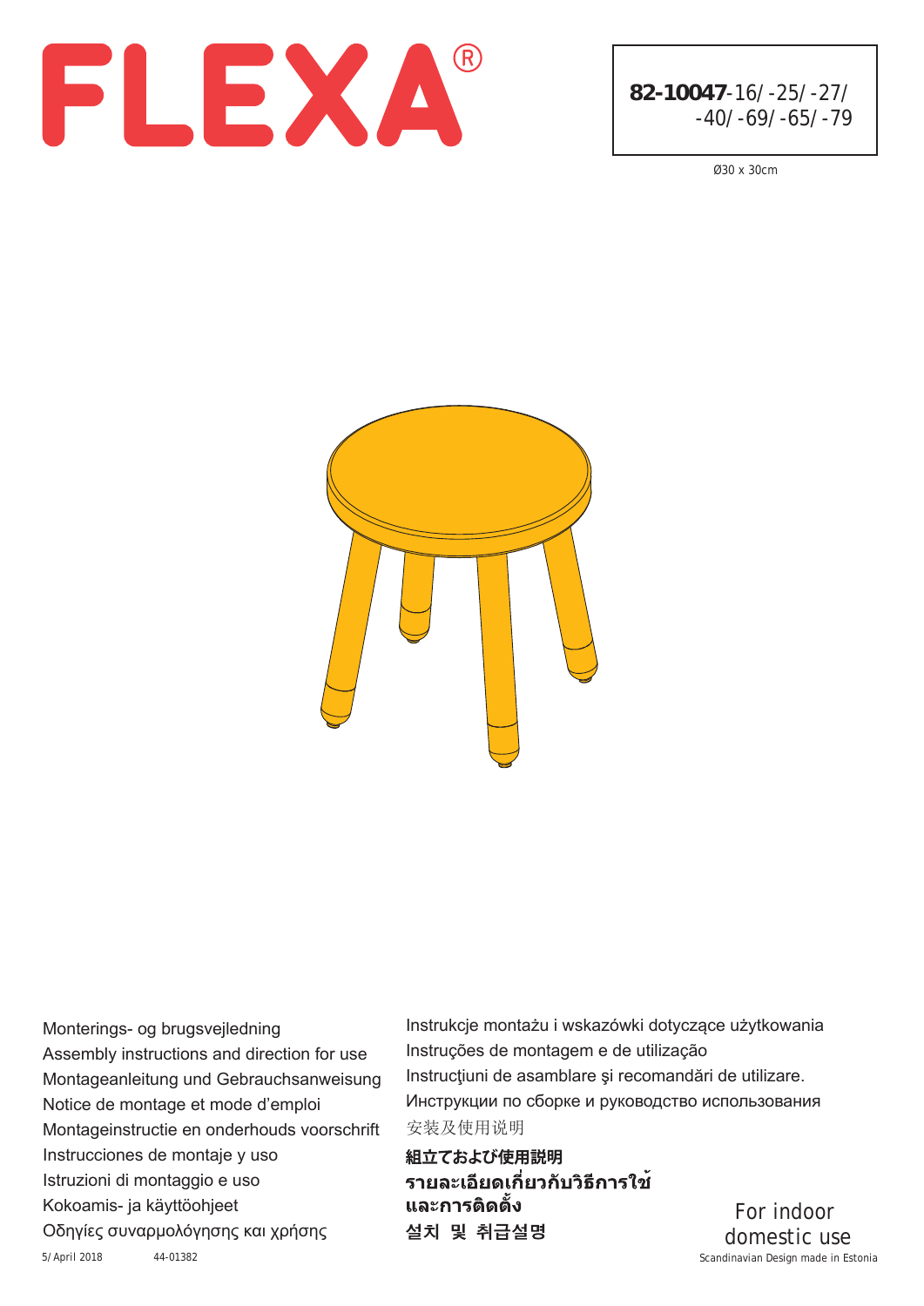# FLEXA®

**82-10047**-16/-25/-27/
-40/-69/-65/-79

Ø30 x 30cm

Monterings- og brugsvejledning
Assembly instructions and direction for use
Montageanleitung und Gebrauchsanweisung
Notice de montage et mode d'emploi
Montageinstructie en onderhouds voorschrift
Instrucciones de montaje y uso
Istruzioni di montaggio e uso
Kokoamis- ja käyttöohjeet
Οδηγίες συναρμολόγησης και χρήσης

Instrukcje montażu i wskazówki dotyczące użytkowania
Instruções de montagem e de utilização
Instrucţiuni de asamblare şi recomandări de utilizare.
Инструкции по сборке и руководство использования
安装及使用说明
**組立ておよび使用説明**
**รายละเอียดเกี่ยวกับวิธีการใช้และการติดตั้ง**
**설치 및 취급설명**

For indoor domestic use

5/April 2018 44-01382

Scandinavian Design made in Estonia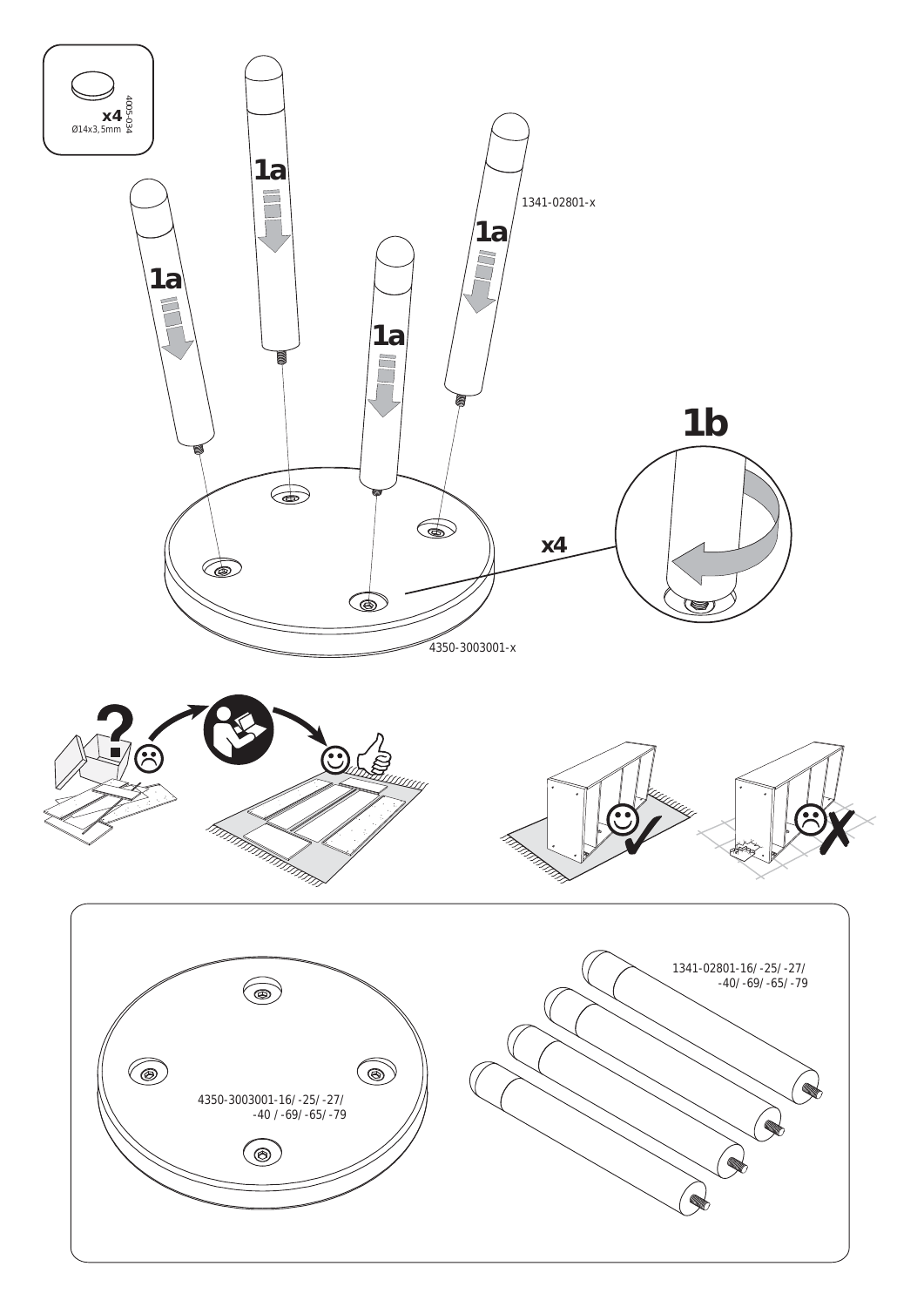x4
Ø14x3,5mm
4005-034

1a

1a

1a

1a

1341-02801-x

1b

x4

4350-3003001-x

1341-02801-16/ -25/ -27/ -40/ -69/ -65/ -79

4350-3003001-16/ -25/ -27/ -40 / -69/ -65/ -79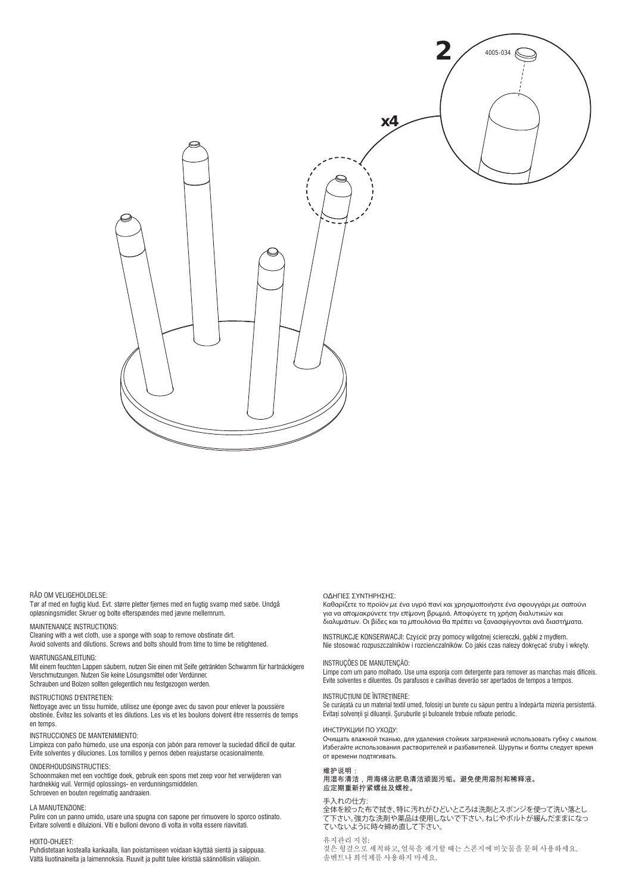2

4005-034

x4

RÅD OM VELIGEHOLDELSE:
Tør af med en fugtig klud. Evt. større pletter fjernes med en fugtig svamp med sæbe. Undgå opløsningsmidler. Skruer og bolte efterspændes med jævne mellemrum.

MAINTENANCE INSTRUCTIONS:
Cleaning with a wet cloth, use a sponge with soap to remove obstinate dirt.
Avoid solvents and dilutions. Screws and bolts should from time to time be retightened.

WARTUNGSANLEITUNG:
Mit einem feuchten Lappen säubern, nutzen Sie einen mit Seife getränkten Schwamm für hartnäckigere Verschmutzungen. Nutzen Sie keine Lösungsmittel oder Verdünner.
Schrauben und Bolzen sollten gelegentlich neu festgezogen werden.

INSTRUCTIONS D'ENTRETIEN:
Nettoyage avec un tissu humide, utilisez une éponge avec du savon pour enlever la poussière obstinée. Evitez les solvants et les dilutions. Les vis et les boulons doivent être resserrés de temps en temps.

INSTRUCCIONES DE MANTENIMIENTO:
Limpieza con paño húmedo, use una esponja con jabón para remover la suciedad difícil de quitar.
Evite solventes y diluciones. Los tornillos y pernos deben reajustarse ocasionalmente.

ONDERHOUDSINSTRUCTIES:
Schoonmaken met een vochtige doek, gebruik een spons met zeep voor het verwijderen van hardnekkig vuil. Vermijd oplossings- en verdunningsmiddelen.
Schroeven en bouten regelmatig aandraaien.

LA MANUTENZIONE:
Pulire con un panno umido, usare una spugna con sapone per rimuovere lo sporco ostinato.
Evitare solventi e diluizioni. Viti e bulloni devono di volta in volta essere riavvitati.

HOITO-OHJEET:
Puhdistetaan kostealla kankaalla, lian poistamiseen voidaan käyttää sientä ja saippuaa.
Vältä liuotinaineita ja laimennoksia. Ruuvit ja pultit tulee kiristää säännöllisin väliajoin.

ΟΔΗΓΙΕΣ ΣΥΝΤΗΡΗΣΗΣ:
Καθαρίζετε το προϊόν με ένα υγρό πανί και χρησιμοποιήστε ένα σφουγγάρι με σαπούνι για να απομακρύνετε την επίμονη βρωμιά. Αποφύγετε τη χρήση διαλυτικών και διαλυμάτων. Οι βίδες και τα μπουλόνια θα πρέπει να ξανασφίγγονται ανά διαστήματα.

INSTRUKCJE KONSERWACJI: Czyścić przy pomocy wilgotnej ściereczki, gąbki z mydłem.
Nie stosować rozpuszczalników i rozcieńczalników. Co jakiś czas należy dokręcać śruby i wkręty.

INSTRUÇÕES DE MANUTENÇÃO:
Limpe com um pano molhado. Use uma esponja com detergente para remover as manchas mais difíceis.
Evite solventes e diluentes. Os parafusos e cavilhas deverão ser apertados de tempos a tempos.

INSTRUCŢIUNI DE ÎNTREŢINERE:
Se curăţată cu un material textil umed, folosiţi un burete cu săpun pentru a îndepărta mizeria persistentă.
Evitaţi solvenţii şi diluanţii. Şuruburile şi buloanele trebuie refixate periodic.

ИНСТРУКЦИИ ПО УХОДУ:
Очищать влажной тканью, для удаления стойких загрязнений использовать губку с мылом. Избегайте использования растворителей и разбавителей. Шурупы и болты следует время от времени подтягивать.

维护说明：
用湿布清洁，用海绵沾肥皂清洁顽固污垢。避免使用溶剂和稀释液。
应定期重新拧紧螺丝及螺栓。

手入れの仕方:
全体を絞った布で拭き、特に汚れがひどいところは洗剤とスポンジを使って洗い落として下さい。強力な洗剤や薬品は使用しないで下さい。ねじやボルトが緩んだままになっていないように時々締め直して下さい。

유지관리 지침:
젖은 헝겊으로 세척하고, 얼룩을 제거할 때는 스폰지에 비눗물을 묻혀 사용하세요.
솔벤트나 희석제를 사용하지 마세요.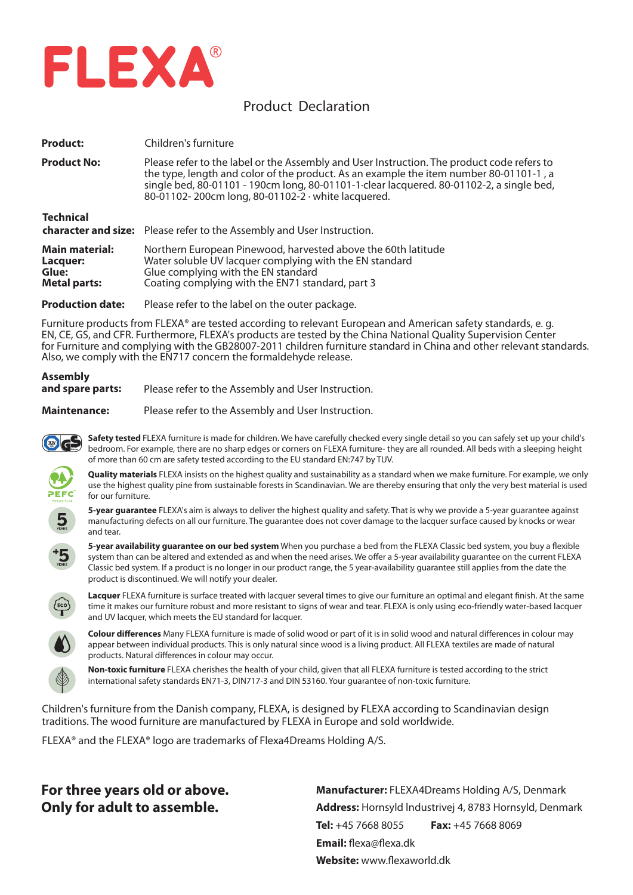# FLEXA®

## Product Declaration

**Product:** Children's furniture

**Product No:** Please refer to the label or the Assembly and User Instruction. The product code refers to the type, length and color of the product. As an example the item number 80-01101-1 , a single bed, 80-01101 - 190cm long, 80-01101-1·clear lacquered. 80-01102-2, a single bed, 80-01102- 200cm long, 80-01102-2 · white lacquered.

**Technical character and size:** Please refer to the Assembly and User Instruction.

**Main material:** Northern European Pinewood, harvested above the 60th latitude
**Lacquer:** Water soluble UV lacquer complying with the EN standard
**Glue:** Glue complying with the EN standard
**Metal parts:** Coating complying with the EN71 standard, part 3

**Production date:** Please refer to the label on the outer package.

Furniture products from FLEXA® are tested according to relevant European and American safety standards, e. g. EN, CE, GS, and CFR. Furthermore, FLEXA's products are tested by the China National Quality Supervision Center for Furniture and complying with the GB28007-2011 children furniture standard in China and other relevant standards. Also, we comply with the EN717 concern the formaldehyde release.

**Assembly and spare parts:** Please refer to the Assembly and User Instruction.

**Maintenance:** Please refer to the Assembly and User Instruction.

**Safety tested** FLEXA furniture is made for children. We have carefully checked every single detail so you can safely set up your child's bedroom. For example, there are no sharp edges or corners on FLEXA furniture- they are all rounded. All beds with a sleeping height of more than 60 cm are safety tested according to the EU standard EN:747 by TUV.

**Quality materials** FLEXA insists on the highest quality and sustainability as a standard when we make furniture. For example, we only use the highest quality pine from sustainable forests in Scandinavian. We are thereby ensuring that only the very best material is used for our furniture.

**5-year guarantee** FLEXA's aim is always to deliver the highest quality and safety. That is why we provide a 5-year guarantee against manufacturing defects on all our furniture. The guarantee does not cover damage to the lacquer surface caused by knocks or wear and tear.

**5-year availability guarantee on our bed system** When you purchase a bed from the FLEXA Classic bed system, you buy a flexible system than can be altered and extended as and when the need arises. We offer a 5-year availability guarantee on the current FLEXA Classic bed system. If a product is no longer in our product range, the 5 year-availability guarantee still applies from the date the product is discontinued. We will notify your dealer.

**Lacquer** FLEXA furniture is surface treated with lacquer several times to give our furniture an optimal and elegant finish. At the same time it makes our furniture robust and more resistant to signs of wear and tear. FLEXA is only using eco-friendly water-based lacquer and UV lacquer, which meets the EU standard for lacquer.

**Colour differences** Many FLEXA furniture is made of solid wood or part of it is in solid wood and natural differences in colour may appear between individual products. This is only natural since wood is a living product. All FLEXA textiles are made of natural products. Natural differences in colour may occur.

**Non-toxic furniture** FLEXA cherishes the health of your child, given that all FLEXA furniture is tested according to the strict international safety standards EN71-3, DIN717-3 and DIN 53160. Your guarantee of non-toxic furniture.

Children's furniture from the Danish company, FLEXA, is designed by FLEXA according to Scandinavian design traditions. The wood furniture are manufactured by FLEXA in Europe and sold worldwide.

FLEXA® and the FLEXA® logo are trademarks of Flexa4Dreams Holding A/S.

**For three years old or above.**
**Only for adult to assemble.**

**Manufacturer:** FLEXA4Dreams Holding A/S, Denmark
**Address:** Hornsyld Industrivej 4, 8783 Hornsyld, Denmark
**Tel:** +45 7668 8055 **Fax:** +45 7668 8069
**Email:** flexa@flexa.dk
**Website:** www.flexaworld.dk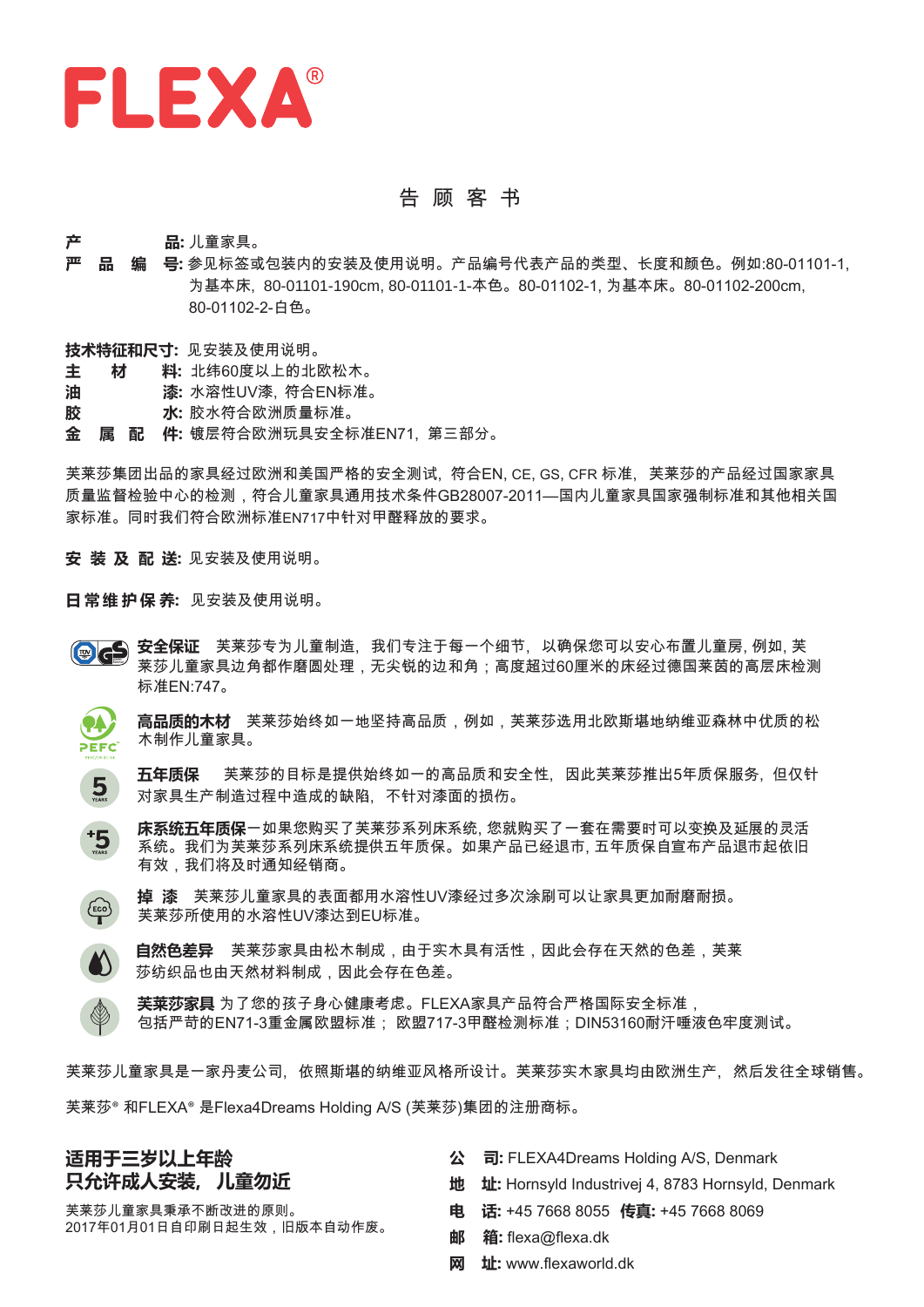# FLEXA®

## 告 顾 客 书

**产　　　品:** 儿童家具。
**严 品 编 号:** 参见标签或包装内的安装及使用说明。产品编号代表产品的类型、长度和颜色。例如:80-01101-1, 为基本床, 80-01101-190cm, 80-01101-1-本色。80-01102-1, 为基本床。80-01102-200cm, 80-01102-2-白色。

**技术特征和尺寸:** 见安装及使用说明。
**主　　材　　料:** 北纬60度以上的北欧松木。
**油　　　　　漆:** 水溶性UV漆, 符合EN标准。
**胶　　　　　水:** 胶水符合欧洲质量标准。
**金　属　配　件:** 镀层符合欧洲玩具安全标准EN71, 第三部分。

芙莱莎集团出品的家具经过欧洲和美国严格的安全测试, 符合EN, CE, GS, CFR 标准, 芙莱莎的产品经过国家家具质量监督检验中心的检测，符合儿童家具通用技术条件GB28007-2011—国内儿童家具国家强制标准和其他相关国家标准。同时我们符合欧洲标准EN717中针对甲醛释放的要求。

**安 装 及 配 送:** 见安装及使用说明。

**日常维护保养:** 见安装及使用说明。

**安全保证**　芙莱莎专为儿童制造, 我们专注于每一个细节, 以确保您可以安心布置儿童房, 例如, 芙莱莎儿童家具边角都作磨圆处理，无尖锐的边和角；高度超过60厘米的床经过德国莱茵的高层床检测标准EN:747。

**高品质的木材**　芙莱莎始终如一地坚持高品质，例如，芙莱莎选用北欧斯堪地纳维亚森林中优质的松木制作儿童家具。

**五年质保**　芙莱莎的目标是提供始终如一的高品质和安全性, 因此芙莱莎推出5年质保服务, 但仅针对家具生产制造过程中造成的缺陷, 不针对漆面的损伤。

**床系统五年质保**—如果您购买了芙莱莎系列床系统, 您就购买了一套在需要时可以变换及延展的灵活系统。我们为芙莱莎系列床系统提供五年质保。如果产品已经退市, 五年质保自宣布产品退市起依旧有效，我们将及时通知经销商。

**掉 漆**　芙莱莎儿童家具的表面都用水溶性UV漆经过多次涂刷可以让家具更加耐磨耐损。芙莱莎所使用的水溶性UV漆达到EU标准。

**自然色差异**　芙莱莎家具由松木制成，由于实木具有活性，因此会存在天然的色差，芙莱莎纺织品也由天然材料制成，因此会存在色差。

**芙莱莎家具** 为了您的孩子身心健康考虑。FLEXA家具产品符合严格国际安全标准，包括严苛的EN71-3重金属欧盟标准； 欧盟717-3甲醛检测标准；DIN53160耐汗唾液色牢度测试。

芙莱莎儿童家具是一家丹麦公司, 依照斯堪的纳维亚风格所设计。芙莱莎实木家具均由欧洲生产, 然后发往全球销售。

芙莱莎® 和FLEXA® 是Flexa4Dreams Holding A/S (芙莱莎)集团的注册商标。

**适用于三岁以上年龄**
**只允许成人安装, 儿童勿近**

芙莱莎儿童家具秉承不断改进的原则。
2017年01月01日自印刷日起生效，旧版本自动作废。

**公　司:** FLEXA4Dreams Holding A/S, Denmark
**地　址:** Hornsyld Industrivej 4, 8783 Hornsyld, Denmark
**电　话:** +45 7668 8055 **传真:** +45 7668 8069
**邮　箱:** flexa@flexa.dk
**网　址:** www.flexaworld.dk